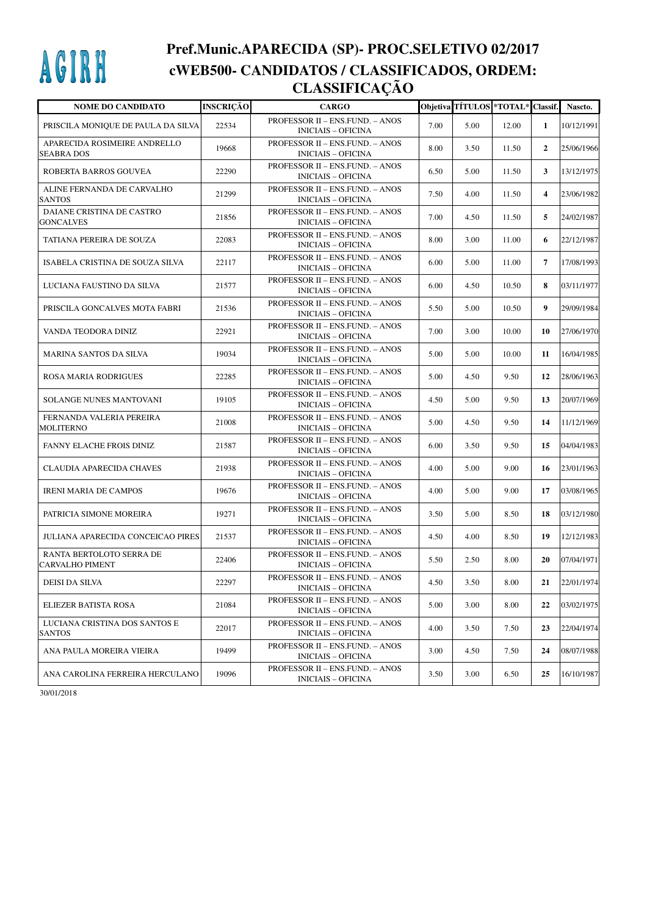AGIRH

# Pref.Munic.APARECIDA (SP)- PROC.SELETIVO 02/2017
# cWEB500- CANDIDATOS / CLASSIFICADOS, ORDEM: CLASSIFICAÇÃO

| NOME DO CANDIDATO | INSCRIÇÃO | CARGO | Objetiva | TÍTULOS | *TOTAL* | Classif. | Nascto. |
|---|---|---|---|---|---|---|---|
| PRISCILA MONIQUE DE PAULA DA SILVA | 22534 | PROFESSOR II – ENS.FUND. – ANOS INICIAIS – OFICINA | 7.00 | 5.00 | 12.00 | **1** | 10/12/1991 |
| APARECIDA ROSIMEIRE ANDRELLO SEABRA DOS | 19668 | PROFESSOR II – ENS.FUND. – ANOS INICIAIS – OFICINA | 8.00 | 3.50 | 11.50 | **2** | 25/06/1966 |
| ROBERTA BARROS GOUVEA | 22290 | PROFESSOR II – ENS.FUND. – ANOS INICIAIS – OFICINA | 6.50 | 5.00 | 11.50 | **3** | 13/12/1975 |
| ALINE FERNANDA DE CARVALHO SANTOS | 21299 | PROFESSOR II – ENS.FUND. – ANOS INICIAIS – OFICINA | 7.50 | 4.00 | 11.50 | **4** | 23/06/1982 |
| DAIANE CRISTINA DE CASTRO GONCALVES | 21856 | PROFESSOR II – ENS.FUND. – ANOS INICIAIS – OFICINA | 7.00 | 4.50 | 11.50 | **5** | 24/02/1987 |
| TATIANA PEREIRA DE SOUZA | 22083 | PROFESSOR II – ENS.FUND. – ANOS INICIAIS – OFICINA | 8.00 | 3.00 | 11.00 | **6** | 22/12/1987 |
| ISABELA CRISTINA DE SOUZA SILVA | 22117 | PROFESSOR II – ENS.FUND. – ANOS INICIAIS – OFICINA | 6.00 | 5.00 | 11.00 | **7** | 17/08/1993 |
| LUCIANA FAUSTINO DA SILVA | 21577 | PROFESSOR II – ENS.FUND. – ANOS INICIAIS – OFICINA | 6.00 | 4.50 | 10.50 | **8** | 03/11/1977 |
| PRISCILA GONCALVES MOTA FABRI | 21536 | PROFESSOR II – ENS.FUND. – ANOS INICIAIS – OFICINA | 5.50 | 5.00 | 10.50 | **9** | 29/09/1984 |
| VANDA TEODORA DINIZ | 22921 | PROFESSOR II – ENS.FUND. – ANOS INICIAIS – OFICINA | 7.00 | 3.00 | 10.00 | **10** | 27/06/1970 |
| MARINA SANTOS DA SILVA | 19034 | PROFESSOR II – ENS.FUND. – ANOS INICIAIS – OFICINA | 5.00 | 5.00 | 10.00 | **11** | 16/04/1985 |
| ROSA MARIA RODRIGUES | 22285 | PROFESSOR II – ENS.FUND. – ANOS INICIAIS – OFICINA | 5.00 | 4.50 | 9.50 | **12** | 28/06/1963 |
| SOLANGE NUNES MANTOVANI | 19105 | PROFESSOR II – ENS.FUND. – ANOS INICIAIS – OFICINA | 4.50 | 5.00 | 9.50 | **13** | 20/07/1969 |
| FERNANDA VALERIA PEREIRA MOLITERNO | 21008 | PROFESSOR II – ENS.FUND. – ANOS INICIAIS – OFICINA | 5.00 | 4.50 | 9.50 | **14** | 11/12/1969 |
| FANNY ELACHE FROIS DINIZ | 21587 | PROFESSOR II – ENS.FUND. – ANOS INICIAIS – OFICINA | 6.00 | 3.50 | 9.50 | **15** | 04/04/1983 |
| CLAUDIA APARECIDA CHAVES | 21938 | PROFESSOR II – ENS.FUND. – ANOS INICIAIS – OFICINA | 4.00 | 5.00 | 9.00 | **16** | 23/01/1963 |
| IRENI MARIA DE CAMPOS | 19676 | PROFESSOR II – ENS.FUND. – ANOS INICIAIS – OFICINA | 4.00 | 5.00 | 9.00 | **17** | 03/08/1965 |
| PATRICIA SIMONE MOREIRA | 19271 | PROFESSOR II – ENS.FUND. – ANOS INICIAIS – OFICINA | 3.50 | 5.00 | 8.50 | **18** | 03/12/1980 |
| JULIANA APARECIDA CONCEICAO PIRES | 21537 | PROFESSOR II – ENS.FUND. – ANOS INICIAIS – OFICINA | 4.50 | 4.00 | 8.50 | **19** | 12/12/1983 |
| RANTA BERTOLOTO SERRA DE CARVALHO PIMENT | 22406 | PROFESSOR II – ENS.FUND. – ANOS INICIAIS – OFICINA | 5.50 | 2.50 | 8.00 | **20** | 07/04/1971 |
| DEISI DA SILVA | 22297 | PROFESSOR II – ENS.FUND. – ANOS INICIAIS – OFICINA | 4.50 | 3.50 | 8.00 | **21** | 22/01/1974 |
| ELIEZER BATISTA ROSA | 21084 | PROFESSOR II – ENS.FUND. – ANOS INICIAIS – OFICINA | 5.00 | 3.00 | 8.00 | **22** | 03/02/1975 |
| LUCIANA CRISTINA DOS SANTOS E SANTOS | 22017 | PROFESSOR II – ENS.FUND. – ANOS INICIAIS – OFICINA | 4.00 | 3.50 | 7.50 | **23** | 22/04/1974 |
| ANA PAULA MOREIRA VIEIRA | 19499 | PROFESSOR II – ENS.FUND. – ANOS INICIAIS – OFICINA | 3.00 | 4.50 | 7.50 | **24** | 08/07/1988 |
| ANA CAROLINA FERREIRA HERCULANO | 19096 | PROFESSOR II – ENS.FUND. – ANOS INICIAIS – OFICINA | 3.50 | 3.00 | 6.50 | **25** | 16/10/1987 |

30/01/2018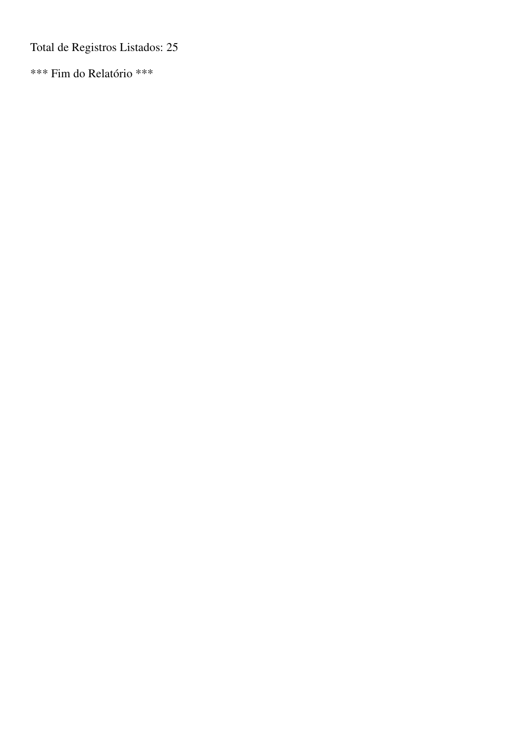Total de Registros Listados: 25

*** Fim do Relatório ***